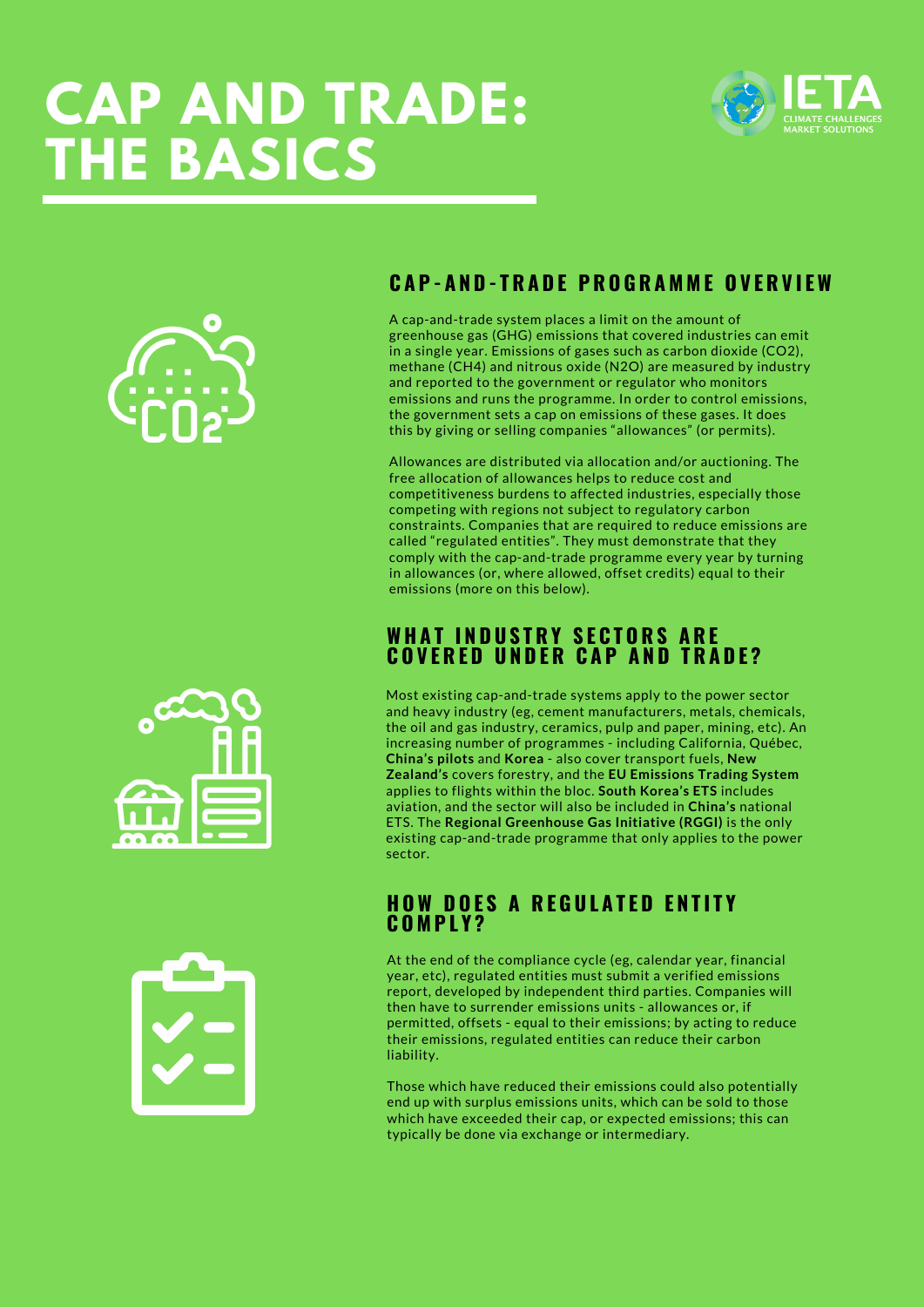# CAP AND TRADE: THE BASICS

IETA
CLIMATE CHALLENGES MARKET SOLUTIONS

## CAP-AND-TRADE PROGRAMME OVERVIEW

A cap-and-trade system places a limit on the amount of greenhouse gas (GHG) emissions that covered industries can emit in a single year. Emissions of gases such as carbon dioxide (CO2), methane (CH4) and nitrous oxide (N2O) are measured by industry and reported to the government or regulator who monitors emissions and runs the programme. In order to control emissions, the government sets a cap on emissions of these gases. It does this by giving or selling companies "allowances" (or permits).

Allowances are distributed via allocation and/or auctioning. The free allocation of allowances helps to reduce cost and competitiveness burdens to affected industries, especially those competing with regions not subject to regulatory carbon constraints. Companies that are required to reduce emissions are called "regulated entities". They must demonstrate that they comply with the cap-and-trade programme every year by turning in allowances (or, where allowed, offset credits) equal to their emissions (more on this below).

## WHAT INDUSTRY SECTORS ARE COVERED UNDER CAP AND TRADE?

Most existing cap-and-trade systems apply to the power sector and heavy industry (eg, cement manufacturers, metals, chemicals, the oil and gas industry, ceramics, pulp and paper, mining, etc). An increasing number of programmes - including California, Québec, **China's pilots** and **Korea** - also cover transport fuels, **New Zealand's** covers forestry, and the **EU Emissions Trading System** applies to flights within the bloc. **South Korea's ETS** includes aviation, and the sector will also be included in **China's** national ETS. The **Regional Greenhouse Gas Initiative (RGGI)** is the only existing cap-and-trade programme that only applies to the power sector.

## HOW DOES A REGULATED ENTITY COMPLY?

At the end of the compliance cycle (eg, calendar year, financial year, etc), regulated entities must submit a verified emissions report, developed by independent third parties. Companies will then have to surrender emissions units - allowances or, if permitted, offsets - equal to their emissions; by acting to reduce their emissions, regulated entities can reduce their carbon liability.

Those which have reduced their emissions could also potentially end up with surplus emissions units, which can be sold to those which have exceeded their cap, or expected emissions; this can typically be done via exchange or intermediary.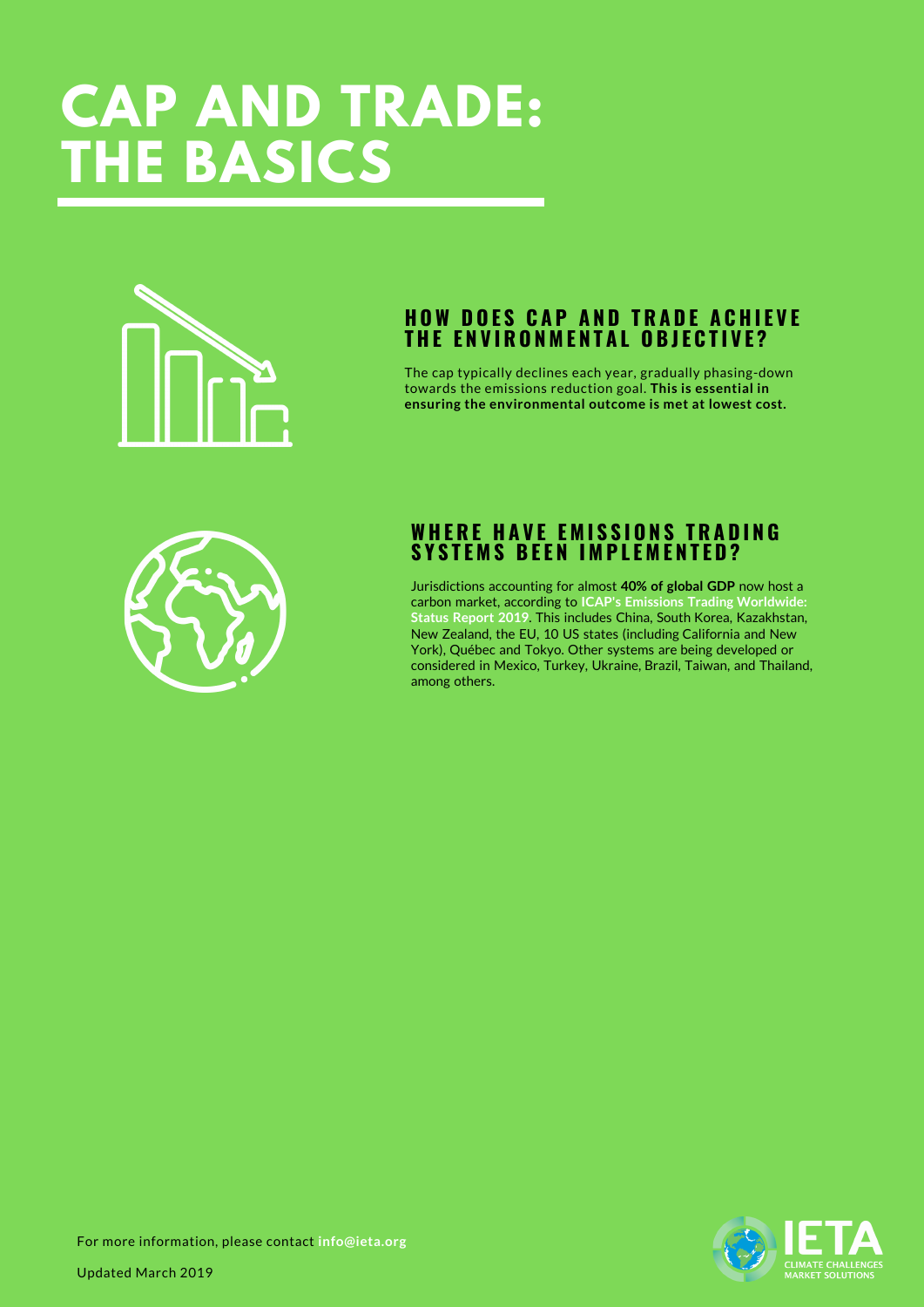# CAP AND TRADE: THE BASICS

### HOW DOES CAP AND TRADE ACHIEVE THE ENVIRONMENTAL OBJECTIVE?

The cap typically declines each year, gradually phasing-down towards the emissions reduction goal. **This is essential in ensuring the environmental outcome is met at lowest cost.**

### WHERE HAVE EMISSIONS TRADING SYSTEMS BEEN IMPLEMENTED?

Jurisdictions accounting for almost **40% of global GDP** now host a carbon market, according to **ICAP's Emissions Trading Worldwide: Status Report 2019**. This includes China, South Korea, Kazakhstan, New Zealand, the EU, 10 US states (including California and New York), Québec and Tokyo. Other systems are being developed or considered in Mexico, Turkey, Ukraine, Brazil, Taiwan, and Thailand, among others.

For more information, please contact **info@ieta.org**

Updated March 2019

IETA
CLIMATE CHALLENGES
MARKET SOLUTIONS